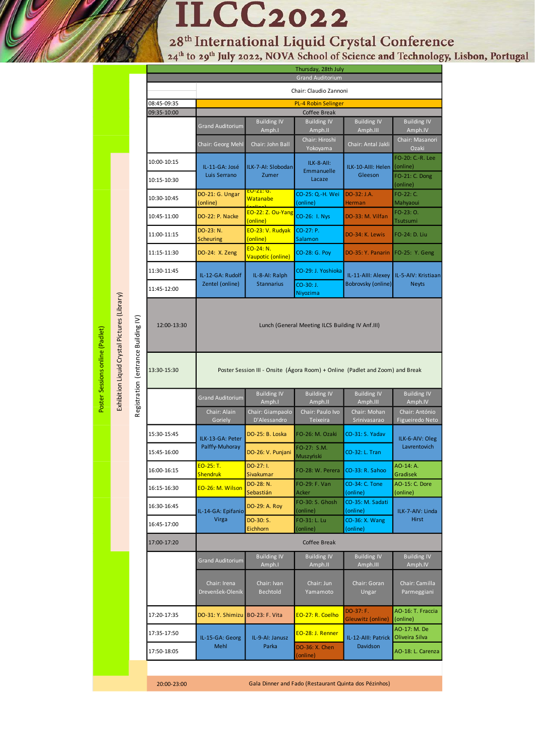# ILCC2022

## 28th International Liquid Crystal Conference

### 24th to 29th July 2022, NOVA School of Science and Technology, Lisbon, Portugal

Poster Sessions online (Padlet) | Exhibition Liquid Crystal Pictures (Library) | Registration (entrance Building IV)

**Thursday, 28th July**

**Grand Auditorium**

Chair: Claudio Zannoni

| Time | |
|---|---|
| 08:45-09:35 | PL-4 Robin Selinger |
| 09:35-10:00 | Coffee Break |

| Time | Grand Auditorium | Building IV Amph.I | Building IV Amph.II | Building IV Amph.III | Building IV Amph.IV |
|---|---|---|---|---|---|
| | Chair: Georg Mehl | Chair: John Ball | Chair: Hiroshi Yokoyama | Chair: Antal Jakli | Chair: Masanori Ozaki |
| 10:00-10:15 | IL-11-GA: José Luis Serrano | ILK-7-AI: Slobodan Zumer | ILK-8-AII: Emmanuelle Lacaze | ILK-10-AIII: Helen Gleeson | FO-20: C.-R. Lee (online) |
| 10:15-10:30 | | | | | FO-21: C. Dong (online) |
| 10:30-10:45 | DO-21: G. Ungar (online) | EO-21: G. Watanabe (online) | CO-25: Q.-H. Wei (online) | DO-32: J.A. Herman | FO-22: C. Mahyaoui |
| 10:45-11:00 | DO-22: P. Nacke | EO-22: Z. Ou-Yang (online) | CO-26: I. Nys | DO-33: M. Vilfan | FO-23: O. Tsutsumi |
| 11:00-11:15 | DO-23: N. Scheuring | EO-23: V. Rudyak (online) | CO-27: P. Salamon | DO-34: K. Lewis | FO-24: D. Liu |
| 11:15-11:30 | DO-24: X. Zeng | EO-24: N. Vaupotic (online) | CO-28: G. Poy | DO-35: Y. Panarin | FO-25: Y. Geng |
| 11:30-11:45 | IL-12-GA: Rudolf Zentel (online) | IL-8-AI: Ralph Stannarius | CO-29: J. Yoshioka | IL-11-AIII: Alexey Bobrovsky (online) | IL-5-AIV: Kristiaan Neyts |
| 11:45-12:00 | | | CO-30: J. Niyozima | | |

| Time | |
|---|---|
| 12:00-13:30 | Lunch (General Meeting ILCS Building IV Anf.III) |
| 13:30-15:30 | Poster Session III - Onsite (Ágora Room) + Online (Padlet and Zoom) and Break |

| Time | Grand Auditorium | Building IV Amph.I | Building IV Amph.II | Building IV Amph.III | Building IV Amph.IV |
|---|---|---|---|---|---|
| | Chair: Alain Goriely | Chair: Giampaolo D'Alessandro | Chair: Paulo Ivo Teixeira | Chair: Mohan Srinivasarao | Chair: António Figueiredo Neto |
| 15:30-15:45 | ILK-13-GA: Peter Palffy-Muhoray | DO-25: B. Loska | FO-26: M. Ozaki | CO-31: S. Yadav | ILK-6-AIV: Oleg Lavrentovich |
| 15:45-16:00 | | DO-26: V. Punjani | FO-27: S.M. Muszyński | CO-32: L. Tran | |
| 16:00-16:15 | EO-25: T. Shendruk | DO-27: I. Sivakumar | FO-28: W. Perera | CO-33: R. Sahoo | AO-14: A. Gradisek |
| 16:15-16:30 | EO-26: M. Wilson | DO-28: N. Sebastián | FO-29: F. Van Acker | CO-34: C. Tone (online) | AO-15: C. Dore (online) |
| 16:30-16:45 | IL-14-GA: Epifanio Virga | DO-29: A. Roy | FO-30: S. Ghosh (online) | CO-35: M. Sadati (online) | ILK-7-AIV: Linda Hirst |
| 16:45-17:00 | | DO-30: S. Eichhorn | FO-31: L. Lu (online) | CO-36: X. Wang (online) | |
| 17:00-17:20 | Coffee Break | | | | |

| Time | Grand Auditorium | Building IV Amph.I | Building IV Amph.II | Building IV Amph.III | Building IV Amph.IV |
|---|---|---|---|---|---|
| | Chair: Irena Drevenšek-Olenik | Chair: Ivan Bechtold | Chair: Jun Yamamoto | Chair: Goran Ungar | Chair: Camilla Parmeggiani |
| 17:20-17:35 | DO-31: Y. Shimizu | BO-23: F. Vita | EO-27: R. Coelho | DO-37: F. Gleuwitz (online) | AO-16: T. Fraccia (online) |
| 17:35-17:50 | IL-15-GA: Georg Mehl | IL-9-AI: Janusz Parka | EO-28: J. Renner | IL-12-AIII: Patrick Davidson | AO-17: M. De Oliveira Silva |
| 17:50-18:05 | | | DO-36: X. Chen (online) | | AO-18: L. Carenza |

| Time | |
|---|---|
| 20:00-23:00 | Gala Dinner and Fado (Restaurant Quinta dos Pézinhos) |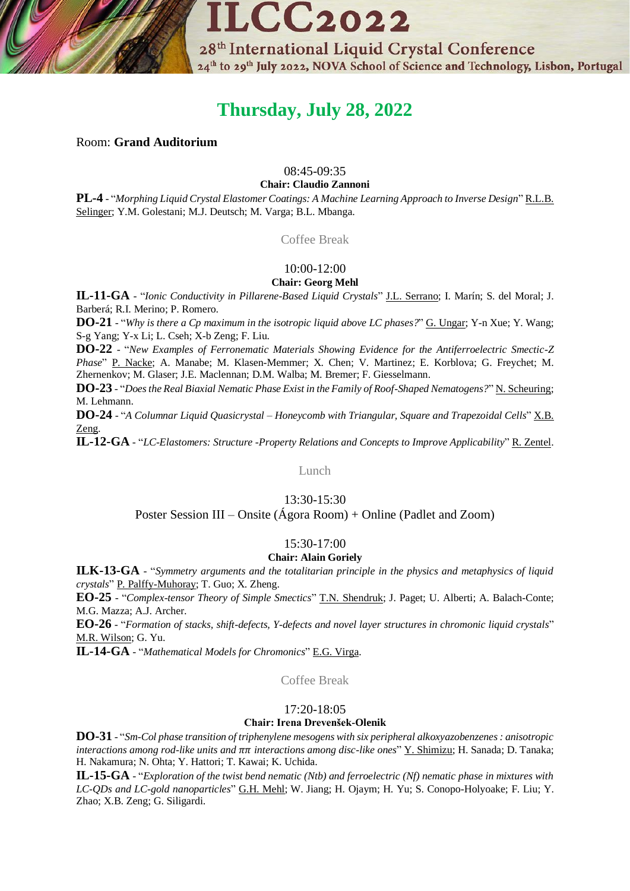# Thursday, July 28, 2022

Room: **Grand Auditorium**

08:45-09:35
**Chair: Claudio Zannoni**

**PL-4** - "*Morphing Liquid Crystal Elastomer Coatings: A Machine Learning Approach to Inverse Design*" R.L.B. Selinger; Y.M. Golestani; M.J. Deutsch; M. Varga; B.L. Mbanga.

Coffee Break

10:00-12:00
**Chair: Georg Mehl**

**IL-11-GA** - "*Ionic Conductivity in Pillarene-Based Liquid Crystals*" J.L. Serrano; I. Marín; S. del Moral; J. Barberá; R.I. Merino; P. Romero.

**DO-21** - "*Why is there a Cp maximum in the isotropic liquid above LC phases?*" G. Ungar; Y-n Xue; Y. Wang; S-g Yang; Y-x Li; L. Cseh; X-b Zeng; F. Liu.

**DO-22** - "*New Examples of Ferronematic Materials Showing Evidence for the Antiferroelectric Smectic-Z Phase*" P. Nacke; A. Manabe; M. Klasen-Memmer; X. Chen; V. Martinez; E. Korblova; G. Freychet; M. Zhernenkov; M. Glaser; J.E. Maclennan; D.M. Walba; M. Bremer; F. Giesselmann.

**DO-23** - "*Does the Real Biaxial Nematic Phase Exist in the Family of Roof-Shaped Nematogens?*" N. Scheuring; M. Lehmann.

**DO-24** - "*A Columnar Liquid Quasicrystal – Honeycomb with Triangular, Square and Trapezoidal Cells*" X.B. Zeng.

**IL-12-GA** - "*LC-Elastomers: Structure -Property Relations and Concepts to Improve Applicability*" R. Zentel.

Lunch

13:30-15:30
Poster Session III – Onsite (Ágora Room) + Online (Padlet and Zoom)

15:30-17:00
**Chair: Alain Goriely**

**ILK-13-GA** - "*Symmetry arguments and the totalitarian principle in the physics and metaphysics of liquid crystals*" P. Palffy-Muhoray; T. Guo; X. Zheng.

**EO-25** - "*Complex-tensor Theory of Simple Smectics*" T.N. Shendruk; J. Paget; U. Alberti; A. Balach-Conte; M.G. Mazza; A.J. Archer.

**EO-26** - "*Formation of stacks, shift-defects, Y-defects and novel layer structures in chromonic liquid crystals*" M.R. Wilson; G. Yu.

**IL-14-GA** - "*Mathematical Models for Chromonics*" E.G. Virga.

Coffee Break

17:20-18:05
**Chair: Irena Drevenšek-Olenik**

**DO-31** - "*Sm-Col phase transition of triphenylene mesogens with six peripheral alkoxyazobenzenes : anisotropic interactions among rod-like units and ππ interactions among disc-like ones*" Y. Shimizu; H. Sanada; D. Tanaka; H. Nakamura; N. Ohta; Y. Hattori; T. Kawai; K. Uchida.

**IL-15-GA** - "*Exploration of the twist bend nematic (Ntb) and ferroelectric (Nf) nematic phase in mixtures with LC-QDs and LC-gold nanoparticles*" G.H. Mehl; W. Jiang; H. Ojaym; H. Yu; S. Conopo-Holyoake; F. Liu; Y. Zhao; X.B. Zeng; G. Siligardi.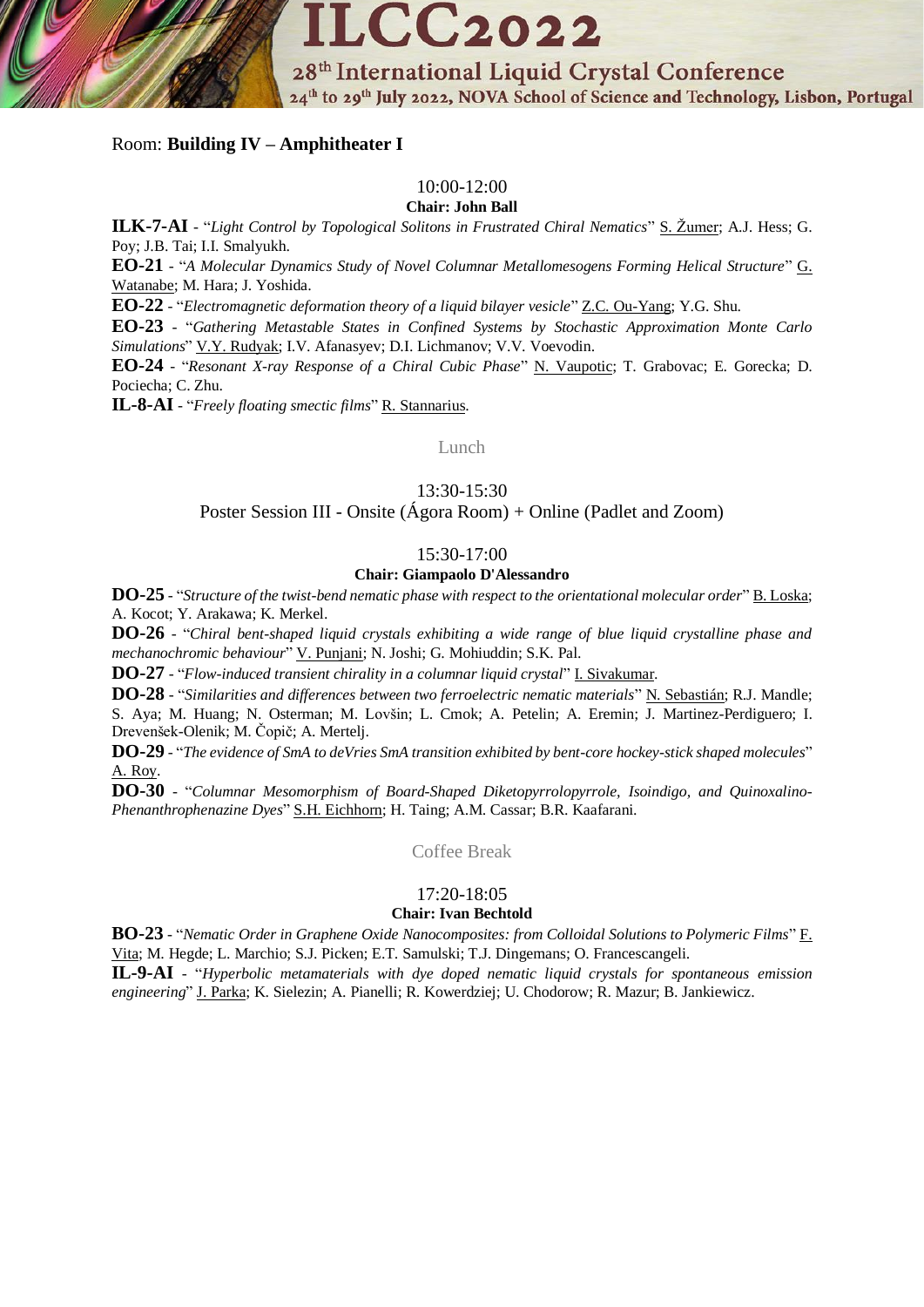Room: **Building IV – Amphitheater I**

10:00-12:00

**Chair: John Ball**

**ILK-7-AI** - "*Light Control by Topological Solitons in Frustrated Chiral Nematics*" S. Žumer; A.J. Hess; G. Poy; J.B. Tai; I.I. Smalyukh.

**EO-21** - "*A Molecular Dynamics Study of Novel Columnar Metallomesogens Forming Helical Structure*" G. Watanabe; M. Hara; J. Yoshida.

**EO-22** - "*Electromagnetic deformation theory of a liquid bilayer vesicle*" Z.C. Ou-Yang; Y.G. Shu.

**EO-23** - "*Gathering Metastable States in Confined Systems by Stochastic Approximation Monte Carlo Simulations*" V.Y. Rudyak; I.V. Afanasyev; D.I. Lichmanov; V.V. Voevodin.

**EO-24** - "*Resonant X-ray Response of a Chiral Cubic Phase*" N. Vaupotic; T. Grabovac; E. Gorecka; D. Pociecha; C. Zhu.

**IL-8-AI** - "*Freely floating smectic films*" R. Stannarius.

Lunch

13:30-15:30

Poster Session III - Onsite (Ágora Room) + Online (Padlet and Zoom)

15:30-17:00

**Chair: Giampaolo D'Alessandro**

**DO-25** - "*Structure of the twist-bend nematic phase with respect to the orientational molecular order*" B. Loska; A. Kocot; Y. Arakawa; K. Merkel.

**DO-26** - "*Chiral bent-shaped liquid crystals exhibiting a wide range of blue liquid crystalline phase and mechanochromic behaviour*" V. Punjani; N. Joshi; G. Mohiuddin; S.K. Pal.

**DO-27** - "*Flow-induced transient chirality in a columnar liquid crystal*" I. Sivakumar.

**DO-28** - "*Similarities and differences between two ferroelectric nematic materials*" N. Sebastián; R.J. Mandle; S. Aya; M. Huang; N. Osterman; M. Lovšin; L. Cmok; A. Petelin; A. Eremin; J. Martinez-Perdiguero; I. Drevenšek-Olenik; M. Čopič; A. Mertelj.

**DO-29** - "*The evidence of SmA to deVries SmA transition exhibited by bent-core hockey-stick shaped molecules*" A. Roy.

**DO-30** - "*Columnar Mesomorphism of Board-Shaped Diketopyrrolopyrrole, Isoindigo, and Quinoxalino-Phenanthrophenazine Dyes*" S.H. Eichhorn; H. Taing; A.M. Cassar; B.R. Kaafarani.

Coffee Break

17:20-18:05

**Chair: Ivan Bechtold**

**BO-23** - "*Nematic Order in Graphene Oxide Nanocomposites: from Colloidal Solutions to Polymeric Films*" F. Vita; M. Hegde; L. Marchio; S.J. Picken; E.T. Samulski; T.J. Dingemans; O. Francescangeli.

**IL-9-AI** - "*Hyperbolic metamaterials with dye doped nematic liquid crystals for spontaneous emission engineering*" J. Parka; K. Sielezin; A. Pianelli; R. Kowerdziej; U. Chodorow; R. Mazur; B. Jankiewicz.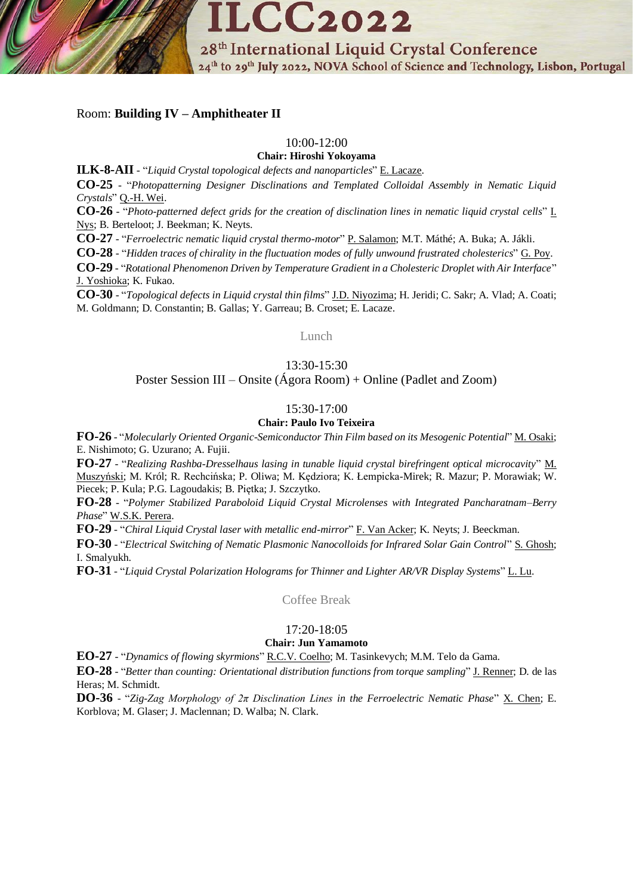Room: **Building IV – Amphitheater II**

10:00-12:00

**Chair: Hiroshi Yokoyama**

**ILK-8-AII** - "*Liquid Crystal topological defects and nanoparticles*" E. Lacaze.

**CO-25** - "*Photopatterning Designer Disclinations and Templated Colloidal Assembly in Nematic Liquid Crystals*" Q.-H. Wei.

**CO-26** - "*Photo-patterned defect grids for the creation of disclination lines in nematic liquid crystal cells*" I. Nys; B. Berteloot; J. Beekman; K. Neyts.

**CO-27** - "*Ferroelectric nematic liquid crystal thermo-motor*" P. Salamon; M.T. Máthé; A. Buka; A. Jákli.

**CO-28** - "*Hidden traces of chirality in the fluctuation modes of fully unwound frustrated cholesterics*" G. Poy.

**CO-29** - "*Rotational Phenomenon Driven by Temperature Gradient in a Cholesteric Droplet with Air Interface*" J. Yoshioka; K. Fukao.

**CO-30** - "*Topological defects in Liquid crystal thin films*" J.D. Niyozima; H. Jeridi; C. Sakr; A. Vlad; A. Coati; M. Goldmann; D. Constantin; B. Gallas; Y. Garreau; B. Croset; E. Lacaze.

Lunch

13:30-15:30

Poster Session III – Onsite (Ágora Room) + Online (Padlet and Zoom)

15:30-17:00

**Chair: Paulo Ivo Teixeira**

**FO-26** - "*Molecularly Oriented Organic-Semiconductor Thin Film based on its Mesogenic Potential*" M. Osaki; E. Nishimoto; G. Uzurano; A. Fujii.

**FO-27** - "*Realizing Rashba-Dresselhaus lasing in tunable liquid crystal birefringent optical microcavity*" M. Muszyński; M. Król; R. Rechcińska; P. Oliwa; M. Kędziora; K. Łempicka-Mirek; R. Mazur; P. Morawiak; W. Piecek; P. Kula; P.G. Lagoudakis; B. Piętka; J. Szczytko.

**FO-28** - "*Polymer Stabilized Paraboloid Liquid Crystal Microlenses with Integrated Pancharatnam–Berry Phase*" W.S.K. Perera.

**FO-29** - "*Chiral Liquid Crystal laser with metallic end-mirror*" F. Van Acker; K. Neyts; J. Beeckman.

**FO-30** - "*Electrical Switching of Nematic Plasmonic Nanocolloids for Infrared Solar Gain Control*" S. Ghosh; I. Smalyukh.

**FO-31** - "*Liquid Crystal Polarization Holograms for Thinner and Lighter AR/VR Display Systems*" L. Lu.

Coffee Break

17:20-18:05

**Chair: Jun Yamamoto**

**EO-27** - "*Dynamics of flowing skyrmions*" R.C.V. Coelho; M. Tasinkevych; M.M. Telo da Gama.

**EO-28** - "*Better than counting: Orientational distribution functions from torque sampling*" J. Renner; D. de las Heras; M. Schmidt.

**DO-36** - "*Zig-Zag Morphology of 2π Disclination Lines in the Ferroelectric Nematic Phase*" X. Chen; E. Korblova; M. Glaser; J. Maclennan; D. Walba; N. Clark.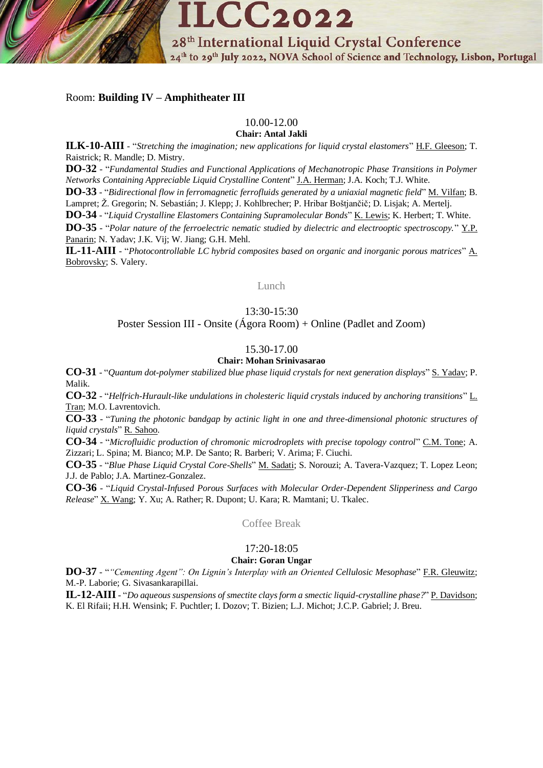Room: **Building IV – Amphitheater III**

10.00-12.00

**Chair: Antal Jakli**

**ILK-10-AIII** - "*Stretching the imagination; new applications for liquid crystal elastomers*" H.F. Gleeson; T. Raistrick; R. Mandle; D. Mistry.

**DO-32** - "*Fundamental Studies and Functional Applications of Mechanotropic Phase Transitions in Polymer Networks Containing Appreciable Liquid Crystalline Content*" J.A. Herman; J.A. Koch; T.J. White.

**DO-33** - "*Bidirectional flow in ferromagnetic ferrofluids generated by a uniaxial magnetic field*" M. Vilfan; B. Lampret; Ž. Gregorin; N. Sebastián; J. Klepp; J. Kohlbrecher; P. Hribar Boštjančič; D. Lisjak; A. Mertelj.

**DO-34** - "*Liquid Crystalline Elastomers Containing Supramolecular Bonds*" K. Lewis; K. Herbert; T. White.

**DO-35** - "*Polar nature of the ferroelectric nematic studied by dielectric and electrooptic spectroscopy.*" Y.P. Panarin; N. Yadav; J.K. Vij; W. Jiang; G.H. Mehl.

**IL-11-AIII** - "*Photocontrollable LC hybrid composites based on organic and inorganic porous matrices*" A. Bobrovsky; S. Valery.

Lunch

13:30-15:30

Poster Session III - Onsite (Ágora Room) + Online (Padlet and Zoom)

15.30-17.00

**Chair: Mohan Srinivasarao**

**CO-31** - "*Quantum dot-polymer stabilized blue phase liquid crystals for next generation displays*" S. Yadav; P. Malik.

**CO-32** - "*Helfrich-Hurault-like undulations in cholesteric liquid crystals induced by anchoring transitions*" L. Tran; M.O. Lavrentovich.

**CO-33** - "*Tuning the photonic bandgap by actinic light in one and three-dimensional photonic structures of liquid crystals*" R. Sahoo.

**CO-34** - "*Microfluidic production of chromonic microdroplets with precise topology control*" C.M. Tone; A. Zizzari; L. Spina; M. Bianco; M.P. De Santo; R. Barberi; V. Arima; F. Ciuchi.

**CO-35** - "*Blue Phase Liquid Crystal Core-Shells*" M. Sadati; S. Norouzi; A. Tavera-Vazquez; T. Lopez Leon; J.J. de Pablo; J.A. Martinez-Gonzalez.

**CO-36** - "*Liquid Crystal-Infused Porous Surfaces with Molecular Order-Dependent Slipperiness and Cargo Release*" X. Wang; Y. Xu; A. Rather; R. Dupont; U. Kara; R. Mamtani; U. Tkalec.

Coffee Break

17:20-18:05

**Chair: Goran Ungar**

**DO-37** - "*"Cementing Agent": On Lignin's Interplay with an Oriented Cellulosic Mesophase*" F.R. Gleuwitz; M.-P. Laborie; G. Sivasankarapillai.

**IL-12-AIII** - "*Do aqueous suspensions of smectite clays form a smectic liquid-crystalline phase?*" P. Davidson; K. El Rifaii; H.H. Wensink; F. Puchtler; I. Dozov; T. Bizien; L.J. Michot; J.C.P. Gabriel; J. Breu.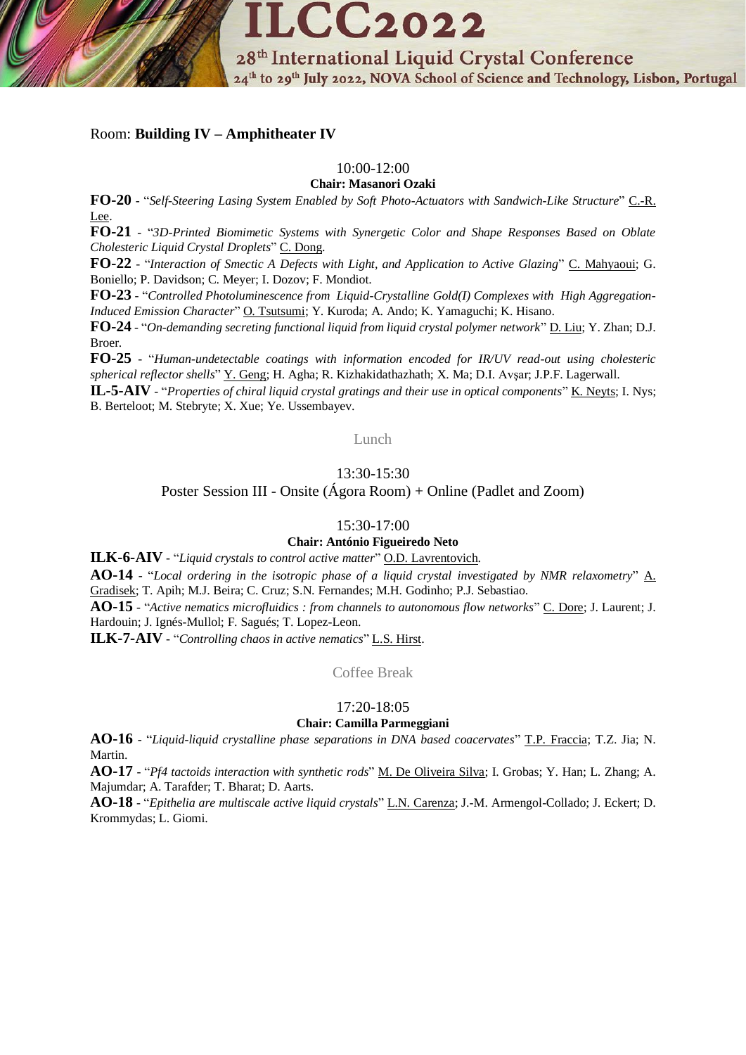Room: **Building IV – Amphitheater IV**

10:00-12:00

**Chair: Masanori Ozaki**

**FO-20** - "*Self-Steering Lasing System Enabled by Soft Photo-Actuators with Sandwich-Like Structure*" C.-R. Lee.

**FO-21** - "*3D-Printed Biomimetic Systems with Synergetic Color and Shape Responses Based on Oblate Cholesteric Liquid Crystal Droplets*" C. Dong.

**FO-22** - "*Interaction of Smectic A Defects with Light, and Application to Active Glazing*" C. Mahyaoui; G. Boniello; P. Davidson; C. Meyer; I. Dozov; F. Mondiot.

**FO-23** - "*Controlled Photoluminescence from Liquid-Crystalline Gold(I) Complexes with High Aggregation-Induced Emission Character*" O. Tsutsumi; Y. Kuroda; A. Ando; K. Yamaguchi; K. Hisano.

**FO-24** - "*On-demanding secreting functional liquid from liquid crystal polymer network*" D. Liu; Y. Zhan; D.J. Broer.

**FO-25** - "*Human-undetectable coatings with information encoded for IR/UV read-out using cholesteric spherical reflector shells*" Y. Geng; H. Agha; R. Kizhakidathazhath; X. Ma; D.I. Avşar; J.P.F. Lagerwall.

**IL-5-AIV** - "*Properties of chiral liquid crystal gratings and their use in optical components*" K. Neyts; I. Nys; B. Berteloot; M. Stebryte; X. Xue; Ye. Ussembayev.

Lunch

13:30-15:30

Poster Session III - Onsite (Ágora Room) + Online (Padlet and Zoom)

15:30-17:00

**Chair: António Figueiredo Neto**

**ILK-6-AIV** - "*Liquid crystals to control active matter*" O.D. Lavrentovich.

**AO-14** - "*Local ordering in the isotropic phase of a liquid crystal investigated by NMR relaxometry*" A. Gradisek; T. Apih; M.J. Beira; C. Cruz; S.N. Fernandes; M.H. Godinho; P.J. Sebastiao.

**AO-15** - "*Active nematics microfluidics : from channels to autonomous flow networks*" C. Dore; J. Laurent; J. Hardouin; J. Ignés-Mullol; F. Sagués; T. Lopez-Leon.

**ILK-7-AIV** - "*Controlling chaos in active nematics*" L.S. Hirst.

Coffee Break

17:20-18:05

**Chair: Camilla Parmeggiani**

**AO-16** - "*Liquid-liquid crystalline phase separations in DNA based coacervates*" T.P. Fraccia; T.Z. Jia; N. Martin.

**AO-17** - "*Pf4 tactoids interaction with synthetic rods*" M. De Oliveira Silva; I. Grobas; Y. Han; L. Zhang; A. Majumdar; A. Tarafder; T. Bharat; D. Aarts.

**AO-18** - "*Epithelia are multiscale active liquid crystals*" L.N. Carenza; J.-M. Armengol-Collado; J. Eckert; D. Krommydas; L. Giomi.